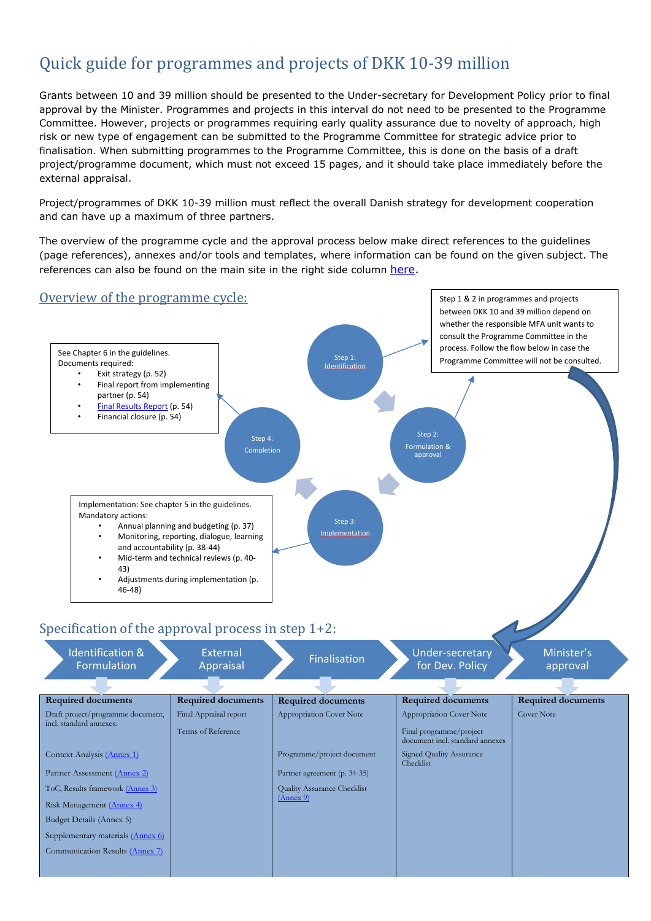# Quick guide for programmes and projects of DKK 10-39 million

Grants between 10 and 39 million should be presented to the Under-secretary for Development Policy prior to final approval by the Minister. Programmes and projects in this interval do not need to be presented to the Programme Committee. However, projects or programmes requiring early quality assurance due to novelty of approach, high risk or new type of engagement can be submitted to the Programme Committee for strategic advice prior to finalisation. When submitting programmes to the Programme Committee, this is done on the basis of a draft project/programme document, which must not exceed 15 pages, and it should take place immediately before the external appraisal.

Project/programmes of DKK 10-39 million must reflect the overall Danish strategy for development cooperation and can have up a maximum of three partners.

The overview of the programme cycle and the approval process below make direct references to the guidelines (page references), annexes and/or tools and templates, where information can be found on the given subject. The references can also be found on the main site in the right side column here.

## Overview of the programme cycle:

Step 1: Identification

Step 2: Formulation & approval

Step 3: Implementation

Step 4: Completion

Step 1 & 2 in programmes and projects between DKK 10 and 39 million depend on whether the responsible MFA unit wants to consult the Programme Committee in the process. Follow the flow below in case the Programme Committee will not be consulted.

Implementation: See chapter 5 in the guidelines.
Mandatory actions:

- Annual planning and budgeting (p. 37)
- Monitoring, reporting, dialogue, learning and accountability (p. 38-44)
- Mid-term and technical reviews (p. 40-43)
- Adjustments during implementation (p. 46-48)

See Chapter 6 in the guidelines.
Documents required:

- Exit strategy (p. 52)
- Final report from implementing partner (p. 54)
- Final Results Report (p. 54)
- Financial closure (p. 54)

## Specification of the approval process in step 1+2:

| Identification & Formulation | External Appraisal | Finalisation | Under-secretary for Dev. Policy | Minister's approval |
|---|---|---|---|---|
| **Required documents** | **Required documents** | **Required documents** | **Required documents** | **Required documents** |
| Draft project/programme document, incl. standard annexes: | Final Appraisal report | Appropriation Cover Note | Appropriation Cover Note | Cover Note |
| | Terms of Reference | | Final programme/project document incl. standard annexes | |
| Context Analysis (Annex 1) | | Programme/project document | Signed Quality Assurance Checklist | |
| Partner Assessment (Annex 2) | | Partner agreement (p. 34-35) | | |
| ToC, Results framework (Annex 3) | | Quality Assurance Checklist (Annex 9) | | |
| Risk Management (Annex 4) | | | | |
| Budget Details (Annex 5) | | | | |
| Supplementary materials (Annex 6) | | | | |
| Communication Results (Annex 7) | | | | |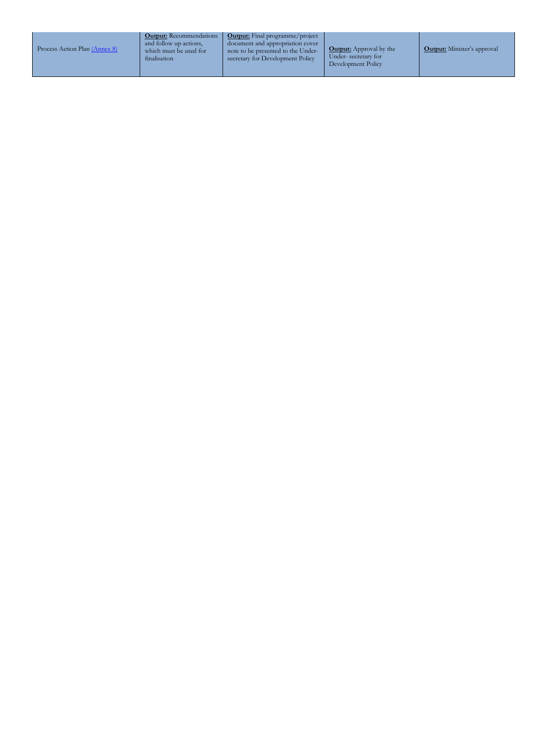| | | | | |
|---|---|---|---|---|
| Process Action Plan (Annex 8) | **Output:** Recommendations and follow up actions, which must be used for finalisation | **Output:** Final programme/project document and appropriation cover note to be presented to the Under-secretary for Development Policy | **Output:** Approval by the Under- secretary for Development Policy | **Output:** Minister's approval |